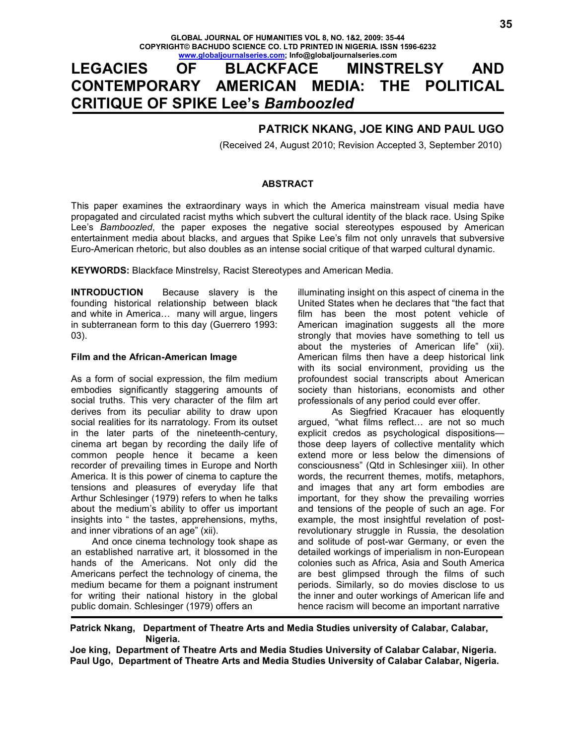# LEGACIES OF BLACKFACE MINSTRELSY AND CONTEMPORARY AMERICAN MEDIA: THE POLITICAL CRITIQUE OF SPIKE Lee's *Bamboozled*

**PATRICK NKANG, JOE KING AND PAUL UGO**

(Received 24, August 2010; Revision Accepted 3, September 2010)

### ABSTRACT

This paper examines the extraordinary ways in which the America mainstream visual media have propagated and circulated racist myths which subvert the cultural identity of the black race. Using Spike Lee's *Bamboozled*, the paper exposes the negative social stereotypes espoused by American entertainment media about blacks, and argues that Spike Lee's film not only unravels that subversive Euro-American rhetoric, but also doubles as an intense social critique of that warped cultural dynamic.

**KEYWORDS:** Blackface Minstrelsy, Racist Stereotypes and American Media.

**INTRODUCTION** Because slavery is the founding historical relationship between black and white in America… many will argue, lingers in subterranean form to this day (Guerrero 1993: 03).

### Film and the African-American Image

As a form of social expression, the film medium embodies significantly staggering amounts of social truths. This very character of the film art derives from its peculiar ability to draw upon social realities for its narratology. From its outset in the later parts of the nineteenth-century, cinema art began by recording the daily life of common people hence it became a keen recorder of prevailing times in Europe and North America. It is this power of cinema to capture the tensions and pleasures of everyday life that Arthur Schlesinger (1979) refers to when he talks about the medium's ability to offer us important insights into " the tastes, apprehensions, myths, and inner vibrations of an age" (xii).

And once cinema technology took shape as an established narrative art, it blossomed in the hands of the Americans. Not only did the Americans perfect the technology of cinema, the medium became for them a poignant instrument for writing their national history in the global public domain. Schlesinger (1979) offers an illuminating insight on this aspect of cinema in the United States when he declares that "the fact that film has been the most potent vehicle of American imagination suggests all the more strongly that movies have something to tell us about the mysteries of American life" (xii). American films then have a deep historical link with its social environment, providing us the profoundest social transcripts about American society than historians, economists and other professionals of any period could ever offer.

As Siegfried Kracauer has eloquently argued, "what films reflect… are not so much explicit credos as psychological dispositions—those deep layers of collective mentality which extend more or less below the dimensions of consciousness" (Qtd in Schlesinger xiii). In other words, the recurrent themes, motifs, metaphors, and images that any art form embodies are important, for they show the prevailing worries and tensions of the people of such an age. For example, the most insightful revelation of post-revolutionary struggle in Russia, the desolation and solitude of post-war Germany, or even the detailed workings of imperialism in non-European colonies such as Africa, Asia and South America are best glimpsed through the films of such periods. Similarly, so do movies disclose to us the inner and outer workings of American life and hence racism will become an important narrative

---

**Patrick Nkang,** Department of Theatre Arts and Media Studies university of Calabar, Calabar, Nigeria.

**Joe king,** Department of Theatre Arts and Media Studies University of Calabar Calabar, Nigeria.

**Paul Ugo,** Department of Theatre Arts and Media Studies University of Calabar Calabar, Nigeria.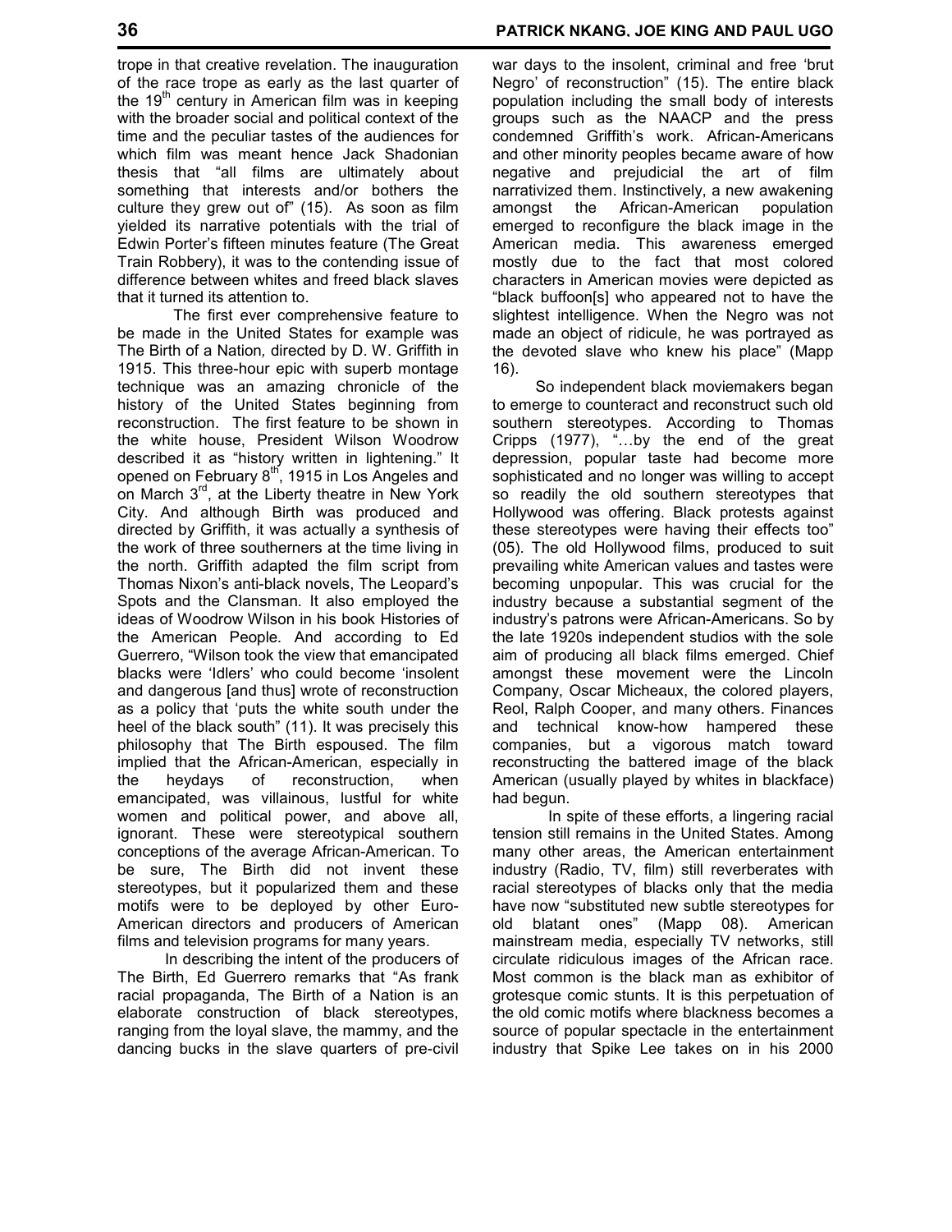trope in that creative revelation. The inauguration of the race trope as early as the last quarter of the 19th century in American film was in keeping with the broader social and political context of the time and the peculiar tastes of the audiences for which film was meant hence Jack Shadonian thesis that "all films are ultimately about something that interests and/or bothers the culture they grew out of" (15). As soon as film yielded its narrative potentials with the trial of Edwin Porter's fifteen minutes feature (The Great Train Robbery), it was to the contending issue of difference between whites and freed black slaves that it turned its attention to.

The first ever comprehensive feature to be made in the United States for example was The Birth of a Nation, directed by D. W. Griffith in 1915. This three-hour epic with superb montage technique was an amazing chronicle of the history of the United States beginning from reconstruction. The first feature to be shown in the white house, President Wilson Woodrow described it as "history written in lightening." It opened on February 8th, 1915 in Los Angeles and on March 3rd, at the Liberty theatre in New York City. And although Birth was produced and directed by Griffith, it was actually a synthesis of the work of three southerners at the time living in the north. Griffith adapted the film script from Thomas Nixon's anti-black novels, The Leopard's Spots and the Clansman. It also employed the ideas of Woodrow Wilson in his book Histories of the American People. And according to Ed Guerrero, "Wilson took the view that emancipated blacks were 'Idlers' who could become 'insolent and dangerous [and thus] wrote of reconstruction as a policy that 'puts the white south under the heel of the black south" (11). It was precisely this philosophy that The Birth espoused. The film implied that the African-American, especially in the heydays of reconstruction, when emancipated, was villainous, lustful for white women and political power, and above all, ignorant. These were stereotypical southern conceptions of the average African-American. To be sure, The Birth did not invent these stereotypes, but it popularized them and these motifs were to be deployed by other Euro-American directors and producers of American films and television programs for many years.

In describing the intent of the producers of The Birth, Ed Guerrero remarks that "As frank racial propaganda, The Birth of a Nation is an elaborate construction of black stereotypes, ranging from the loyal slave, the mammy, and the dancing bucks in the slave quarters of pre-civil war days to the insolent, criminal and free 'brut Negro' of reconstruction" (15). The entire black population including the small body of interests groups such as the NAACP and the press condemned Griffith's work. African-Americans and other minority peoples became aware of how negative and prejudicial the art of film narrativized them. Instinctively, a new awakening amongst the African-American population emerged to reconfigure the black image in the American media. This awareness emerged mostly due to the fact that most colored characters in American movies were depicted as "black buffoon[s] who appeared not to have the slightest intelligence. When the Negro was not made an object of ridicule, he was portrayed as the devoted slave who knew his place" (Mapp 16).

So independent black moviemakers began to emerge to counteract and reconstruct such old southern stereotypes. According to Thomas Cripps (1977), "…by the end of the great depression, popular taste had become more sophisticated and no longer was willing to accept so readily the old southern stereotypes that Hollywood was offering. Black protests against these stereotypes were having their effects too" (05). The old Hollywood films, produced to suit prevailing white American values and tastes were becoming unpopular. This was crucial for the industry because a substantial segment of the industry's patrons were African-Americans. So by the late 1920s independent studios with the sole aim of producing all black films emerged. Chief amongst these movement were the Lincoln Company, Oscar Micheaux, the colored players, Reol, Ralph Cooper, and many others. Finances and technical know-how hampered these companies, but a vigorous match toward reconstructing the battered image of the black American (usually played by whites in blackface) had begun.

In spite of these efforts, a lingering racial tension still remains in the United States. Among many other areas, the American entertainment industry (Radio, TV, film) still reverberates with racial stereotypes of blacks only that the media have now "substituted new subtle stereotypes for old blatant ones" (Mapp 08). American mainstream media, especially TV networks, still circulate ridiculous images of the African race. Most common is the black man as exhibitor of grotesque comic stunts. It is this perpetuation of the old comic motifs where blackness becomes a source of popular spectacle in the entertainment industry that Spike Lee takes on in his 2000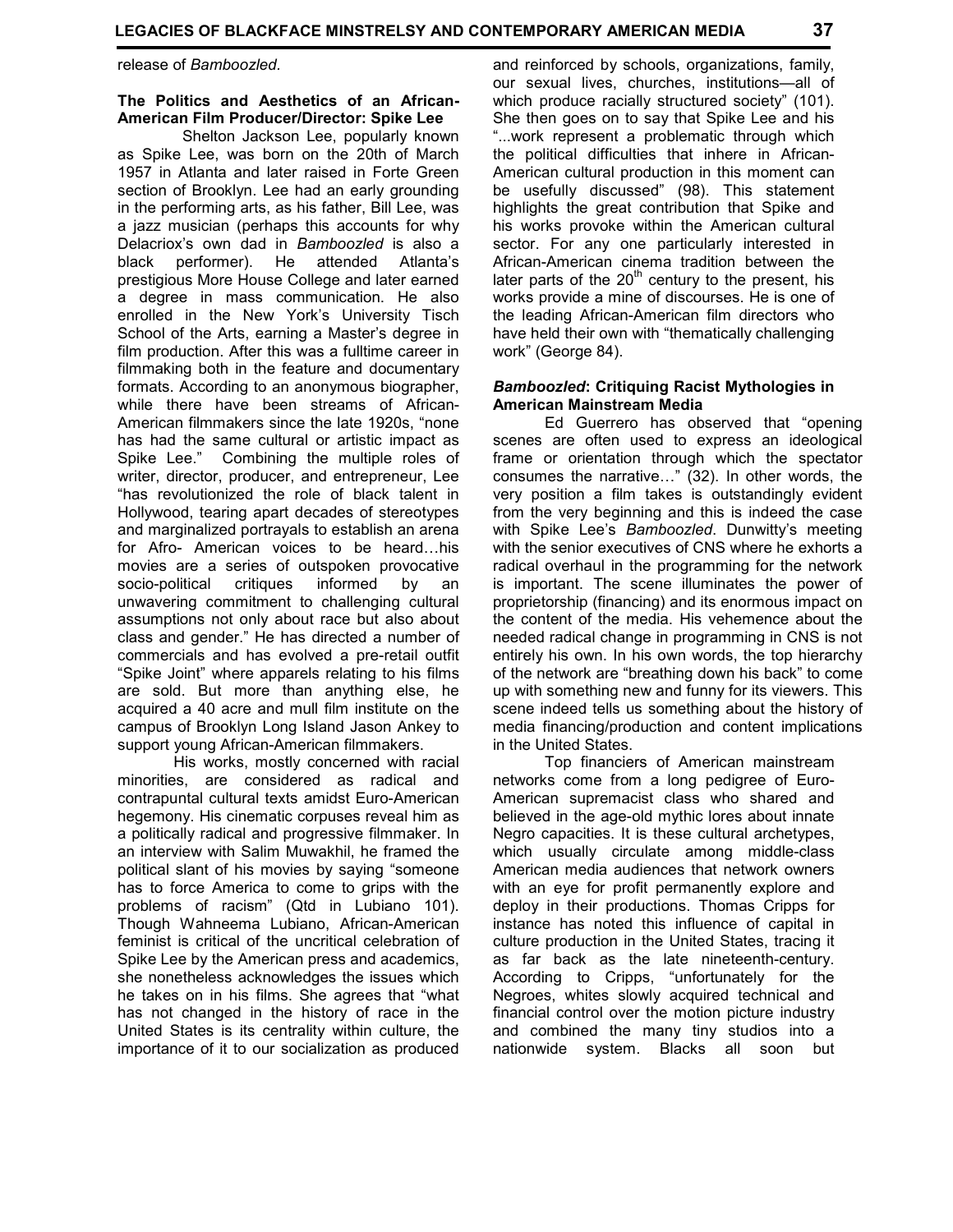release of *Bamboozled*.

### The Politics and Aesthetics of an African-American Film Producer/Director: Spike Lee

Shelton Jackson Lee, popularly known as Spike Lee, was born on the 20th of March 1957 in Atlanta and later raised in Forte Green section of Brooklyn. Lee had an early grounding in the performing arts, as his father, Bill Lee, was a jazz musician (perhaps this accounts for why Delacriox's own dad in *Bamboozled* is also a black performer). He attended Atlanta's prestigious More House College and later earned a degree in mass communication. He also enrolled in the New York's University Tisch School of the Arts, earning a Master's degree in film production. After this was a fulltime career in filmmaking both in the feature and documentary formats. According to an anonymous biographer, while there have been streams of African-American filmmakers since the late 1920s, "none has had the same cultural or artistic impact as Spike Lee." Combining the multiple roles of writer, director, producer, and entrepreneur, Lee "has revolutionized the role of black talent in Hollywood, tearing apart decades of stereotypes and marginalized portrayals to establish an arena for Afro- American voices to be heard…his movies are a series of outspoken provocative socio-political critiques informed by an unwavering commitment to challenging cultural assumptions not only about race but also about class and gender." He has directed a number of commercials and has evolved a pre-retail outfit "Spike Joint" where apparels relating to his films are sold. But more than anything else, he acquired a 40 acre and mull film institute on the campus of Brooklyn Long Island Jason Ankey to support young African-American filmmakers.

His works, mostly concerned with racial minorities, are considered as radical and contrapuntal cultural texts amidst Euro-American hegemony. His cinematic corpuses reveal him as a politically radical and progressive filmmaker. In an interview with Salim Muwakhil, he framed the political slant of his movies by saying "someone has to force America to come to grips with the problems of racism" (Qtd in Lubiano 101). Though Wahneema Lubiano, African-American feminist is critical of the uncritical celebration of Spike Lee by the American press and academics, she nonetheless acknowledges the issues which he takes on in his films. She agrees that "what has not changed in the history of race in the United States is its centrality within culture, the importance of it to our socialization as produced and reinforced by schools, organizations, family, our sexual lives, churches, institutions—all of which produce racially structured society" (101). She then goes on to say that Spike Lee and his "...work represent a problematic through which the political difficulties that inhere in African-American cultural production in this moment can be usefully discussed" (98). This statement highlights the great contribution that Spike and his works provoke within the American cultural sector. For any one particularly interested in African-American cinema tradition between the later parts of the 20th century to the present, his works provide a mine of discourses. He is one of the leading African-American film directors who have held their own with "thematically challenging work" (George 84).

### *Bamboozled*: Critiquing Racist Mythologies in American Mainstream Media

Ed Guerrero has observed that "opening scenes are often used to express an ideological frame or orientation through which the spectator consumes the narrative…" (32). In other words, the very position a film takes is outstandingly evident from the very beginning and this is indeed the case with Spike Lee's *Bamboozled*. Dunwitty's meeting with the senior executives of CNS where he exhorts a radical overhaul in the programming for the network is important. The scene illuminates the power of proprietorship (financing) and its enormous impact on the content of the media. His vehemence about the needed radical change in programming in CNS is not entirely his own. In his own words, the top hierarchy of the network are "breathing down his back" to come up with something new and funny for its viewers. This scene indeed tells us something about the history of media financing/production and content implications in the United States.

Top financiers of American mainstream networks come from a long pedigree of Euro-American supremacist class who shared and believed in the age-old mythic lores about innate Negro capacities. It is these cultural archetypes, which usually circulate among middle-class American media audiences that network owners with an eye for profit permanently explore and deploy in their productions. Thomas Cripps for instance has noted this influence of capital in culture production in the United States, tracing it as far back as the late nineteenth-century. According to Cripps, "unfortunately for the Negroes, whites slowly acquired technical and financial control over the motion picture industry and combined the many tiny studios into a nationwide system. Blacks all soon but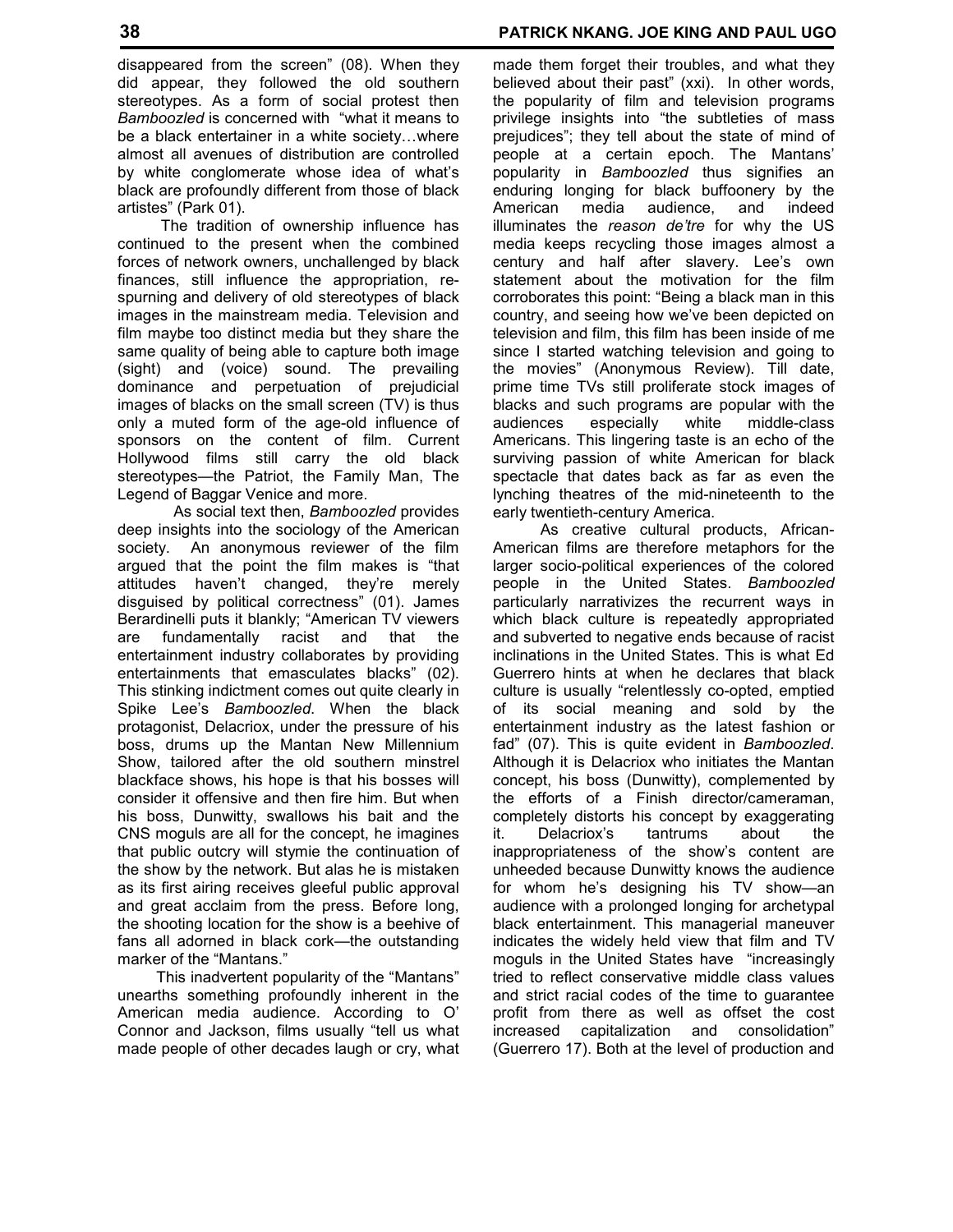disappeared from the screen" (08). When they did appear, they followed the old southern stereotypes. As a form of social protest then *Bamboozled* is concerned with "what it means to be a black entertainer in a white society…where almost all avenues of distribution are controlled by white conglomerate whose idea of what's black are profoundly different from those of black artistes" (Park 01).

The tradition of ownership influence has continued to the present when the combined forces of network owners, unchallenged by black finances, still influence the appropriation, re-spurning and delivery of old stereotypes of black images in the mainstream media. Television and film maybe too distinct media but they share the same quality of being able to capture both image (sight) and (voice) sound. The prevailing dominance and perpetuation of prejudicial images of blacks on the small screen (TV) is thus only a muted form of the age-old influence of sponsors on the content of film. Current Hollywood films still carry the old black stereotypes—the Patriot, the Family Man, The Legend of Baggar Venice and more.

As social text then, *Bamboozled* provides deep insights into the sociology of the American society. An anonymous reviewer of the film argued that the point the film makes is "that attitudes haven't changed, they're merely disguised by political correctness" (01). James Berardinelli puts it blankly; "American TV viewers are fundamentally racist and that the entertainment industry collaborates by providing entertainments that emasculates blacks" (02). This stinking indictment comes out quite clearly in Spike Lee's *Bamboozled*. When the black protagonist, Delacriox, under the pressure of his boss, drums up the Mantan New Millennium Show, tailored after the old southern minstrel blackface shows, his hope is that his bosses will consider it offensive and then fire him. But when his boss, Dunwitty, swallows his bait and the CNS moguls are all for the concept, he imagines that public outcry will stymie the continuation of the show by the network. But alas he is mistaken as its first airing receives gleeful public approval and great acclaim from the press. Before long, the shooting location for the show is a beehive of fans all adorned in black cork—the outstanding marker of the "Mantans."

This inadvertent popularity of the "Mantans" unearths something profoundly inherent in the American media audience. According to O' Connor and Jackson, films usually "tell us what made people of other decades laugh or cry, what made them forget their troubles, and what they believed about their past" (xxi). In other words, the popularity of film and television programs privilege insights into "the subtleties of mass prejudices"; they tell about the state of mind of people at a certain epoch. The Mantans' popularity in *Bamboozled* thus signifies an enduring longing for black buffoonery by the American media audience, and indeed illuminates the *reason de'tre* for why the US media keeps recycling those images almost a century and half after slavery. Lee's own statement about the motivation for the film corroborates this point: "Being a black man in this country, and seeing how we've been depicted on television and film, this film has been inside of me since I started watching television and going to the movies" (Anonymous Review). Till date, prime time TVs still proliferate stock images of blacks and such programs are popular with the audiences especially white middle-class Americans. This lingering taste is an echo of the surviving passion of white American for black spectacle that dates back as far as even the lynching theatres of the mid-nineteenth to the early twentieth-century America.

As creative cultural products, African-American films are therefore metaphors for the larger socio-political experiences of the colored people in the United States. *Bamboozled* particularly narrativizes the recurrent ways in which black culture is repeatedly appropriated and subverted to negative ends because of racist inclinations in the United States. This is what Ed Guerrero hints at when he declares that black culture is usually "relentlessly co-opted, emptied of its social meaning and sold by the entertainment industry as the latest fashion or fad" (07). This is quite evident in *Bamboozled*. Although it is Delacriox who initiates the Mantan concept, his boss (Dunwitty), complemented by the efforts of a Finish director/cameraman, completely distorts his concept by exaggerating it. Delacriox's tantrums about the inappropriateness of the show's content are unheeded because Dunwitty knows the audience for whom he's designing his TV show—an audience with a prolonged longing for archetypal black entertainment. This managerial maneuver indicates the widely held view that film and TV moguls in the United States have "increasingly tried to reflect conservative middle class values and strict racial codes of the time to guarantee profit from there as well as offset the cost increased capitalization and consolidation" (Guerrero 17). Both at the level of production and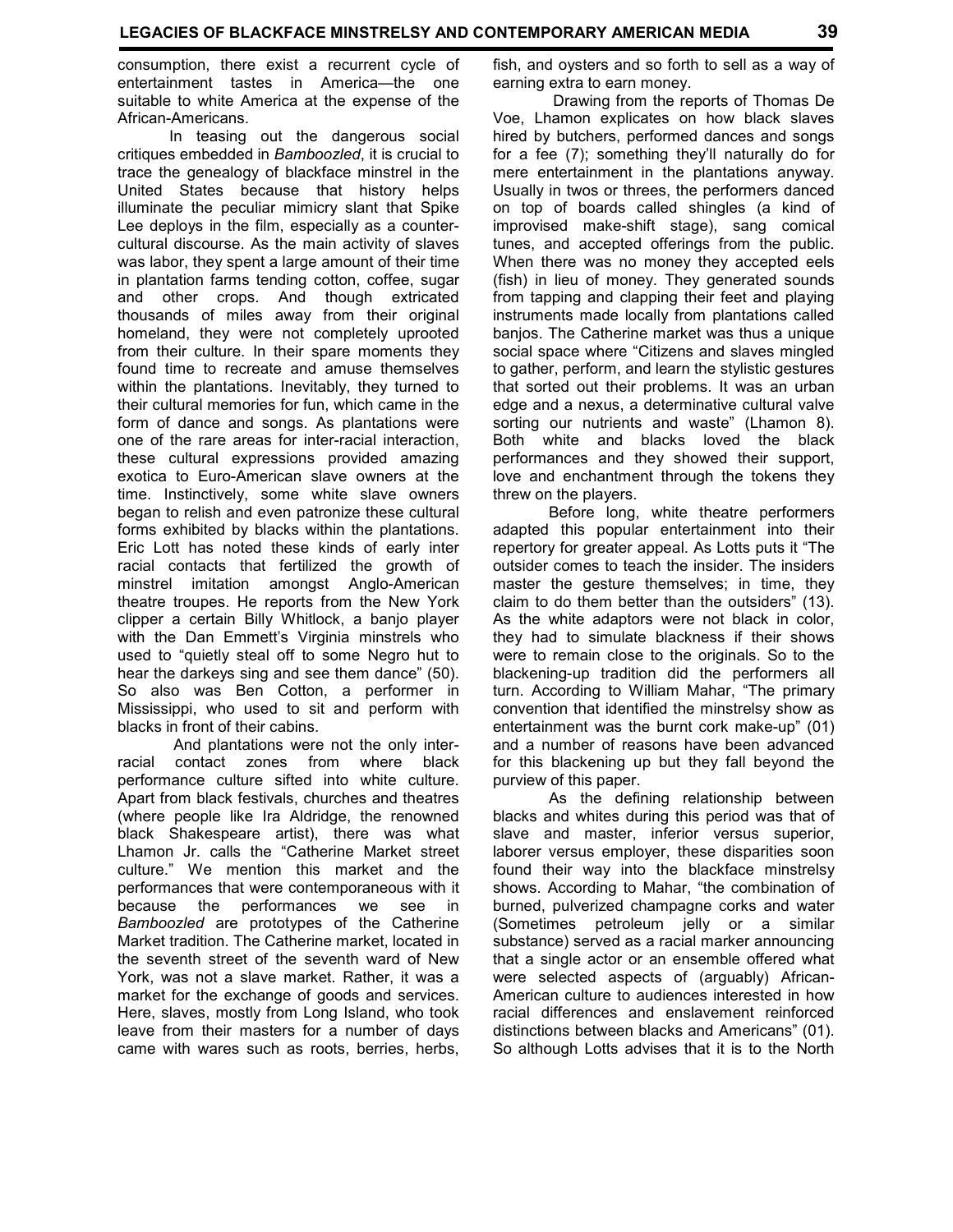consumption, there exist a recurrent cycle of entertainment tastes in America—the one suitable to white America at the expense of the African-Americans.

In teasing out the dangerous social critiques embedded in *Bamboozled*, it is crucial to trace the genealogy of blackface minstrel in the United States because that history helps illuminate the peculiar mimicry slant that Spike Lee deploys in the film, especially as a counter-cultural discourse. As the main activity of slaves was labor, they spent a large amount of their time in plantation farms tending cotton, coffee, sugar and other crops. And though extricated thousands of miles away from their original homeland, they were not completely uprooted from their culture. In their spare moments they found time to recreate and amuse themselves within the plantations. Inevitably, they turned to their cultural memories for fun, which came in the form of dance and songs. As plantations were one of the rare areas for inter-racial interaction, these cultural expressions provided amazing exotica to Euro-American slave owners at the time. Instinctively, some white slave owners began to relish and even patronize these cultural forms exhibited by blacks within the plantations. Eric Lott has noted these kinds of early inter racial contacts that fertilized the growth of minstrel imitation amongst Anglo-American theatre troupes. He reports from the New York clipper a certain Billy Whitlock, a banjo player with the Dan Emmett's Virginia minstrels who used to "quietly steal off to some Negro hut to hear the darkeys sing and see them dance" (50). So also was Ben Cotton, a performer in Mississippi, who used to sit and perform with blacks in front of their cabins.

And plantations were not the only inter-racial contact zones from where black performance culture sifted into white culture. Apart from black festivals, churches and theatres (where people like Ira Aldridge, the renowned black Shakespeare artist), there was what Lhamon Jr. calls the "Catherine Market street culture." We mention this market and the performances that were contemporaneous with it because the performances we see in *Bamboozled* are prototypes of the Catherine Market tradition. The Catherine market, located in the seventh street of the seventh ward of New York, was not a slave market. Rather, it was a market for the exchange of goods and services. Here, slaves, mostly from Long Island, who took leave from their masters for a number of days came with wares such as roots, berries, herbs, fish, and oysters and so forth to sell as a way of earning extra to earn money.

Drawing from the reports of Thomas De Voe, Lhamon explicates on how black slaves hired by butchers, performed dances and songs for a fee (7); something they'll naturally do for mere entertainment in the plantations anyway. Usually in twos or threes, the performers danced on top of boards called shingles (a kind of improvised make-shift stage), sang comical tunes, and accepted offerings from the public. When there was no money they accepted eels (fish) in lieu of money. They generated sounds from tapping and clapping their feet and playing instruments made locally from plantations called banjos. The Catherine market was thus a unique social space where "Citizens and slaves mingled to gather, perform, and learn the stylistic gestures that sorted out their problems. It was an urban edge and a nexus, a determinative cultural valve sorting our nutrients and waste" (Lhamon 8). Both white and blacks loved the black performances and they showed their support, love and enchantment through the tokens they threw on the players.

Before long, white theatre performers adapted this popular entertainment into their repertory for greater appeal. As Lotts puts it "The outsider comes to teach the insider. The insiders master the gesture themselves; in time, they claim to do them better than the outsiders" (13). As the white adaptors were not black in color, they had to simulate blackness if their shows were to remain close to the originals. So to the blackening-up tradition did the performers all turn. According to William Mahar, "The primary convention that identified the minstrelsy show as entertainment was the burnt cork make-up" (01) and a number of reasons have been advanced for this blackening up but they fall beyond the purview of this paper.

As the defining relationship between blacks and whites during this period was that of slave and master, inferior versus superior, laborer versus employer, these disparities soon found their way into the blackface minstrelsy shows. According to Mahar, "the combination of burned, pulverized champagne corks and water (Sometimes petroleum jelly or a similar substance) served as a racial marker announcing that a single actor or an ensemble offered what were selected aspects of (arguably) African-American culture to audiences interested in how racial differences and enslavement reinforced distinctions between blacks and Americans" (01). So although Lotts advises that it is to the North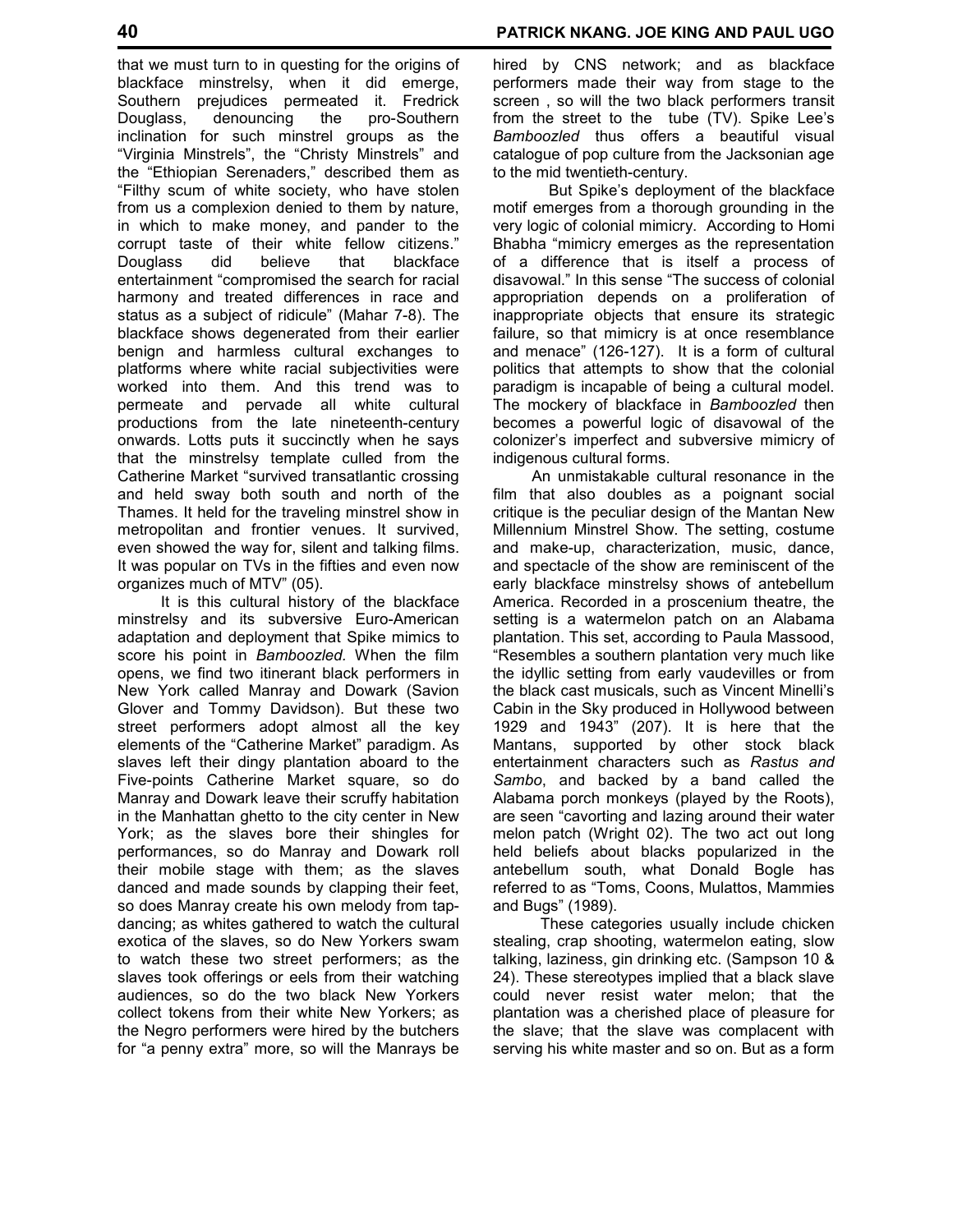that we must turn to in questing for the origins of blackface minstrelsy, when it did emerge, Southern prejudices permeated it. Fredrick Douglass, denouncing the pro-Southern inclination for such minstrel groups as the "Virginia Minstrels", the "Christy Minstrels" and the "Ethiopian Serenaders," described them as "Filthy scum of white society, who have stolen from us a complexion denied to them by nature, in which to make money, and pander to the corrupt taste of their white fellow citizens." Douglass did believe that blackface entertainment "compromised the search for racial harmony and treated differences in race and status as a subject of ridicule" (Mahar 7-8). The blackface shows degenerated from their earlier benign and harmless cultural exchanges to platforms where white racial subjectivities were worked into them. And this trend was to permeate and pervade all white cultural productions from the late nineteenth-century onwards. Lotts puts it succinctly when he says that the minstrelsy template culled from the Catherine Market "survived transatlantic crossing and held sway both south and north of the Thames. It held for the traveling minstrel show in metropolitan and frontier venues. It survived, even showed the way for, silent and talking films. It was popular on TVs in the fifties and even now organizes much of MTV" (05).

It is this cultural history of the blackface minstrelsy and its subversive Euro-American adaptation and deployment that Spike mimics to score his point in *Bamboozled*. When the film opens, we find two itinerant black performers in New York called Manray and Dowark (Savion Glover and Tommy Davidson). But these two street performers adopt almost all the key elements of the "Catherine Market" paradigm. As slaves left their dingy plantation aboard to the Five-points Catherine Market square, so do Manray and Dowark leave their scruffy habitation in the Manhattan ghetto to the city center in New York; as the slaves bore their shingles for performances, so do Manray and Dowark roll their mobile stage with them; as the slaves danced and made sounds by clapping their feet, so does Manray create his own melody from tap-dancing; as whites gathered to watch the cultural exotica of the slaves, so do New Yorkers swam to watch these two street performers; as the slaves took offerings or eels from their watching audiences, so do the two black New Yorkers collect tokens from their white New Yorkers; as the Negro performers were hired by the butchers for "a penny extra" more, so will the Manrays be hired by CNS network; and as blackface performers made their way from stage to the screen , so will the two black performers transit from the street to the tube (TV). Spike Lee's *Bamboozled* thus offers a beautiful visual catalogue of pop culture from the Jacksonian age to the mid twentieth-century.

But Spike's deployment of the blackface motif emerges from a thorough grounding in the very logic of colonial mimicry. According to Homi Bhabha "mimicry emerges as the representation of a difference that is itself a process of disavowal." In this sense "The success of colonial appropriation depends on a proliferation of inappropriate objects that ensure its strategic failure, so that mimicry is at once resemblance and menace" (126-127). It is a form of cultural politics that attempts to show that the colonial paradigm is incapable of being a cultural model. The mockery of blackface in *Bamboozled* then becomes a powerful logic of disavowal of the colonizer's imperfect and subversive mimicry of indigenous cultural forms.

An unmistakable cultural resonance in the film that also doubles as a poignant social critique is the peculiar design of the Mantan New Millennium Minstrel Show. The setting, costume and make-up, characterization, music, dance, and spectacle of the show are reminiscent of the early blackface minstrelsy shows of antebellum America. Recorded in a proscenium theatre, the setting is a watermelon patch on an Alabama plantation. This set, according to Paula Massood, "Resembles a southern plantation very much like the idyllic setting from early vaudevilles or from the black cast musicals, such as Vincent Minelli's Cabin in the Sky produced in Hollywood between 1929 and 1943" (207). It is here that the Mantans, supported by other stock black entertainment characters such as *Rastus and Sambo*, and backed by a band called the Alabama porch monkeys (played by the Roots), are seen "cavorting and lazing around their water melon patch (Wright 02). The two act out long held beliefs about blacks popularized in the antebellum south, what Donald Bogle has referred to as "Toms, Coons, Mulattos, Mammies and Bugs" (1989).

These categories usually include chicken stealing, crap shooting, watermelon eating, slow talking, laziness, gin drinking etc. (Sampson 10 & 24). These stereotypes implied that a black slave could never resist water melon; that the plantation was a cherished place of pleasure for the slave; that the slave was complacent with serving his white master and so on. But as a form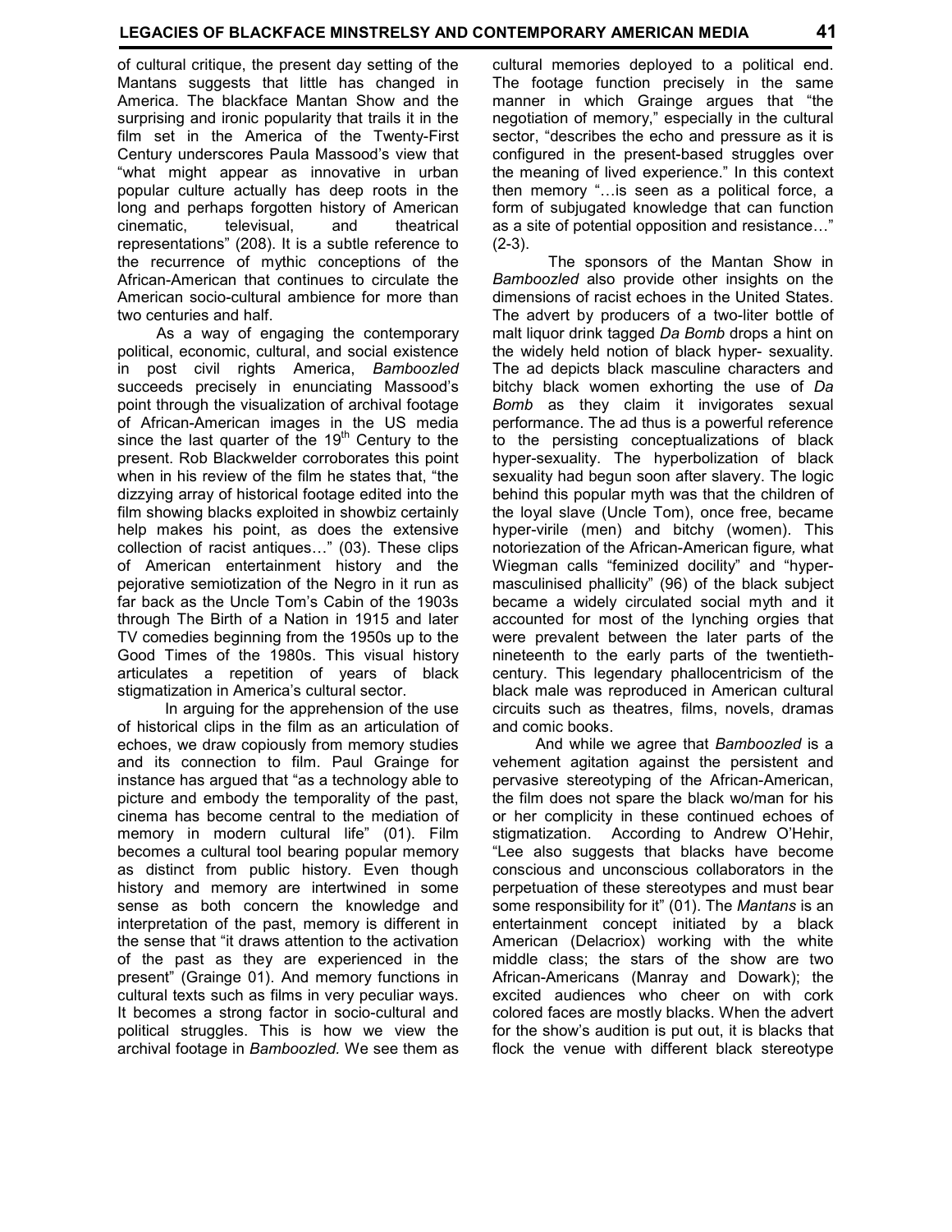of cultural critique, the present day setting of the Mantans suggests that little has changed in America. The blackface Mantan Show and the surprising and ironic popularity that trails it in the film set in the America of the Twenty-First Century underscores Paula Massood's view that "what might appear as innovative in urban popular culture actually has deep roots in the long and perhaps forgotten history of American cinematic, televisual, and theatrical representations" (208). It is a subtle reference to the recurrence of mythic conceptions of the African-American that continues to circulate the American socio-cultural ambience for more than two centuries and half.

As a way of engaging the contemporary political, economic, cultural, and social existence in post civil rights America, *Bamboozled* succeeds precisely in enunciating Massood's point through the visualization of archival footage of African-American images in the US media since the last quarter of the 19th Century to the present. Rob Blackwelder corroborates this point when in his review of the film he states that, "the dizzying array of historical footage edited into the film showing blacks exploited in showbiz certainly help makes his point, as does the extensive collection of racist antiques…" (03). These clips of American entertainment history and the pejorative semiotization of the Negro in it run as far back as the Uncle Tom's Cabin of the 1903s through The Birth of a Nation in 1915 and later TV comedies beginning from the 1950s up to the Good Times of the 1980s. This visual history articulates a repetition of years of black stigmatization in America's cultural sector.

In arguing for the apprehension of the use of historical clips in the film as an articulation of echoes, we draw copiously from memory studies and its connection to film. Paul Grainge for instance has argued that "as a technology able to picture and embody the temporality of the past, cinema has become central to the mediation of memory in modern cultural life" (01). Film becomes a cultural tool bearing popular memory as distinct from public history. Even though history and memory are intertwined in some sense as both concern the knowledge and interpretation of the past, memory is different in the sense that "it draws attention to the activation of the past as they are experienced in the present" (Grainge 01). And memory functions in cultural texts such as films in very peculiar ways. It becomes a strong factor in socio-cultural and political struggles. This is how we view the archival footage in *Bamboozled*. We see them as cultural memories deployed to a political end. The footage function precisely in the same manner in which Grainge argues that "the negotiation of memory," especially in the cultural sector, "describes the echo and pressure as it is configured in the present-based struggles over the meaning of lived experience." In this context then memory "…is seen as a political force, a form of subjugated knowledge that can function as a site of potential opposition and resistance…" (2-3).

The sponsors of the Mantan Show in *Bamboozled* also provide other insights on the dimensions of racist echoes in the United States. The advert by producers of a two-liter bottle of malt liquor drink tagged *Da Bomb* drops a hint on the widely held notion of black hyper- sexuality. The ad depicts black masculine characters and bitchy black women exhorting the use of *Da Bomb* as they claim it invigorates sexual performance. The ad thus is a powerful reference to the persisting conceptualizations of black hyper-sexuality. The hyperbolization of black sexuality had begun soon after slavery. The logic behind this popular myth was that the children of the loyal slave (Uncle Tom), once free, became hyper-virile (men) and bitchy (women). This notoriezation of the African-American figure, what Wiegman calls "feminized docility" and "hyper-masculinised phallicity" (96) of the black subject became a widely circulated social myth and it accounted for most of the lynching orgies that were prevalent between the later parts of the nineteenth to the early parts of the twentieth-century. This legendary phallocentricism of the black male was reproduced in American cultural circuits such as theatres, films, novels, dramas and comic books.

And while we agree that *Bamboozled* is a vehement agitation against the persistent and pervasive stereotyping of the African-American, the film does not spare the black wo/man for his or her complicity in these continued echoes of stigmatization. According to Andrew O'Hehir, "Lee also suggests that blacks have become conscious and unconscious collaborators in the perpetuation of these stereotypes and must bear some responsibility for it" (01). The *Mantans* is an entertainment concept initiated by a black American (Delacriox) working with the white middle class; the stars of the show are two African-Americans (Manray and Dowark); the excited audiences who cheer on with cork colored faces are mostly blacks. When the advert for the show's audition is put out, it is blacks that flock the venue with different black stereotype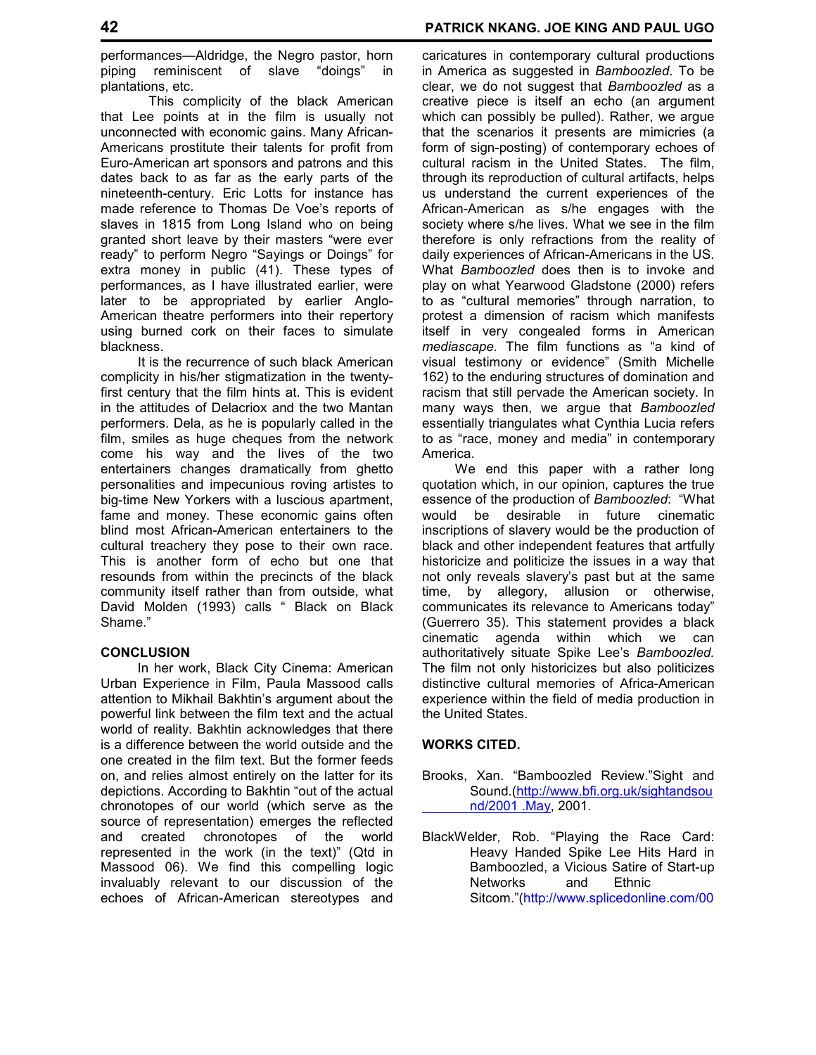performances—Aldridge, the Negro pastor, horn piping reminiscent of slave "doings" in plantations, etc.

This complicity of the black American that Lee points at in the film is usually not unconnected with economic gains. Many African-Americans prostitute their talents for profit from Euro-American art sponsors and patrons and this dates back to as far as the early parts of the nineteenth-century. Eric Lotts for instance has made reference to Thomas De Voe's reports of slaves in 1815 from Long Island who on being granted short leave by their masters "were ever ready" to perform Negro "Sayings or Doings" for extra money in public (41). These types of performances, as I have illustrated earlier, were later to be appropriated by earlier Anglo-American theatre performers into their repertory using burned cork on their faces to simulate blackness.

It is the recurrence of such black American complicity in his/her stigmatization in the twenty-first century that the film hints at. This is evident in the attitudes of Delacriox and the two Mantan performers. Dela, as he is popularly called in the film, smiles as huge cheques from the network come his way and the lives of the two entertainers changes dramatically from ghetto personalities and impecunious roving artistes to big-time New Yorkers with a luscious apartment, fame and money. These economic gains often blind most African-American entertainers to the cultural treachery they pose to their own race. This is another form of echo but one that resounds from within the precincts of the black community itself rather than from outside, what David Molden (1993) calls " Black on Black Shame."

## CONCLUSION

In her work, Black City Cinema: American Urban Experience in Film, Paula Massood calls attention to Mikhail Bakhtin's argument about the powerful link between the film text and the actual world of reality. Bakhtin acknowledges that there is a difference between the world outside and the one created in the film text. But the former feeds on, and relies almost entirely on the latter for its depictions. According to Bakhtin "out of the actual chronotopes of our world (which serve as the source of representation) emerges the reflected and created chronotopes of the world represented in the work (in the text)" (Qtd in Massood 06). We find this compelling logic invaluably relevant to our discussion of the echoes of African-American stereotypes and caricatures in contemporary cultural productions in America as suggested in *Bamboozled*. To be clear, we do not suggest that *Bamboozled* as a creative piece is itself an echo (an argument which can possibly be pulled). Rather, we argue that the scenarios it presents are mimicries (a form of sign-posting) of contemporary echoes of cultural racism in the United States. The film, through its reproduction of cultural artifacts, helps us understand the current experiences of the African-American as s/he engages with the society where s/he lives. What we see in the film therefore is only refractions from the reality of daily experiences of African-Americans in the US. What *Bamboozled* does then is to invoke and play on what Yearwood Gladstone (2000) refers to as "cultural memories" through narration, to protest a dimension of racism which manifests itself in very congealed forms in American *mediascape*. The film functions as "a kind of visual testimony or evidence" (Smith Michelle 162) to the enduring structures of domination and racism that still pervade the American society. In many ways then, we argue that *Bamboozled* essentially triangulates what Cynthia Lucia refers to as "race, money and media" in contemporary America.

We end this paper with a rather long quotation which, in our opinion, captures the true essence of the production of *Bamboozled*: "What would be desirable in future cinematic inscriptions of slavery would be the production of black and other independent features that artfully historicize and politicize the issues in a way that not only reveals slavery's past but at the same time, by allegory, allusion or otherwise, communicates its relevance to Americans today" (Guerrero 35). This statement provides a black cinematic agenda within which we can authoritatively situate Spike Lee's *Bamboozled.* The film not only historicizes but also politicizes distinctive cultural memories of Africa-American experience within the field of media production in the United States.

## WORKS CITED.

Brooks, Xan. "Bamboozled Review."Sight and Sound.(http://www.bfi.org.uk/sightandsound/2001 .May, 2001.

BlackWelder, Rob. "Playing the Race Card: Heavy Handed Spike Lee Hits Hard in Bamboozled, a Vicious Satire of Start-up Networks and Ethnic Sitcom."(http://www.splicedonline.com/00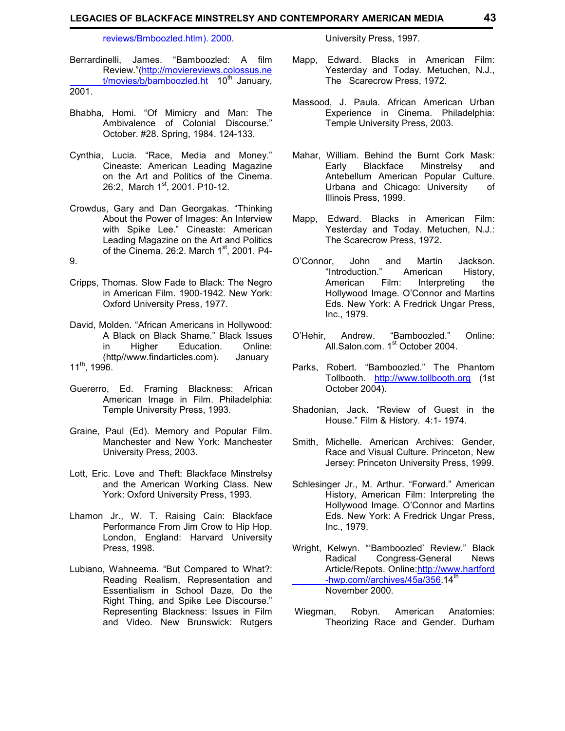reviews/Bmboozled.htlm). 2000.

Berrardinelli, James. "Bamboozled: A film Review."(http://moviereviews.colossus.net/movies/b/bamboozled.ht 10th January, 2001.

Bhabha, Homi. "Of Mimicry and Man: The Ambivalence of Colonial Discourse." October. #28. Spring, 1984. 124-133.

Cynthia, Lucia. "Race, Media and Money." Cineaste: American Leading Magazine on the Art and Politics of the Cinema. 26:2, March 1st, 2001. P10-12.

Crowdus, Gary and Dan Georgakas. "Thinking About the Power of Images: An Interview with Spike Lee." Cineaste: American Leading Magazine on the Art and Politics of the Cinema. 26:2. March 1st, 2001. P4-9.

Cripps, Thomas. Slow Fade to Black: The Negro in American Film. 1900-1942. New York: Oxford University Press, 1977.

David, Molden. "African Americans in Hollywood: A Black on Black Shame." Black Issues in Higher Education. Online: (http//www.findarticles.com). January 11th, 1996.

Guererro, Ed. Framing Blackness: African American Image in Film. Philadelphia: Temple University Press, 1993.

Graine, Paul (Ed). Memory and Popular Film. Manchester and New York: Manchester University Press, 2003.

Lott, Eric. Love and Theft: Blackface Minstrelsy and the American Working Class. New York: Oxford University Press, 1993.

Lhamon Jr., W. T. Raising Cain: Blackface Performance From Jim Crow to Hip Hop. London, England: Harvard University Press, 1998.

Lubiano, Wahneema. "But Compared to What?: Reading Realism, Representation and Essentialism in School Daze, Do the Right Thing, and Spike Lee Discourse." Representing Blackness: Issues in Film and Video. New Brunswick: Rutgers University Press, 1997.

Mapp, Edward. Blacks in American Film: Yesterday and Today. Metuchen, N.J., The Scarecrow Press, 1972.

Massood, J. Paula. African American Urban Experience in Cinema. Philadelphia: Temple University Press, 2003.

Mahar, William. Behind the Burnt Cork Mask: Early Blackface Minstrelsy and Antebellum American Popular Culture. Urbana and Chicago: University of Illinois Press, 1999.

Mapp, Edward. Blacks in American Film: Yesterday and Today. Metuchen, N.J.: The Scarecrow Press, 1972.

O'Connor, John and Martin Jackson. "Introduction." American History, American Film: Interpreting the Hollywood Image. O'Connor and Martins Eds. New York: A Fredrick Ungar Press, Inc., 1979.

O'Hehir, Andrew. "Bamboozled." Online: All.Salon.com. 1st October 2004.

Parks, Robert. "Bamboozled." The Phantom Tollbooth. http://www.tollbooth.org (1st October 2004).

Shadonian, Jack. "Review of Guest in the House." Film & History. 4:1- 1974.

Smith, Michelle. American Archives: Gender, Race and Visual Culture. Princeton, New Jersey: Princeton University Press, 1999.

Schlesinger Jr., M. Arthur. "Forward." American History, American Film: Interpreting the Hollywood Image. O'Connor and Martins Eds. New York: A Fredrick Ungar Press, Inc., 1979.

Wright, Kelwyn. "'Bamboozled' Review." Black Radical Congress-General News Article/Repots. Online:http://www.hartford-hwp.com//archives/45a/356.14th November 2000.

Wiegman, Robyn. American Anatomies: Theorizing Race and Gender. Durham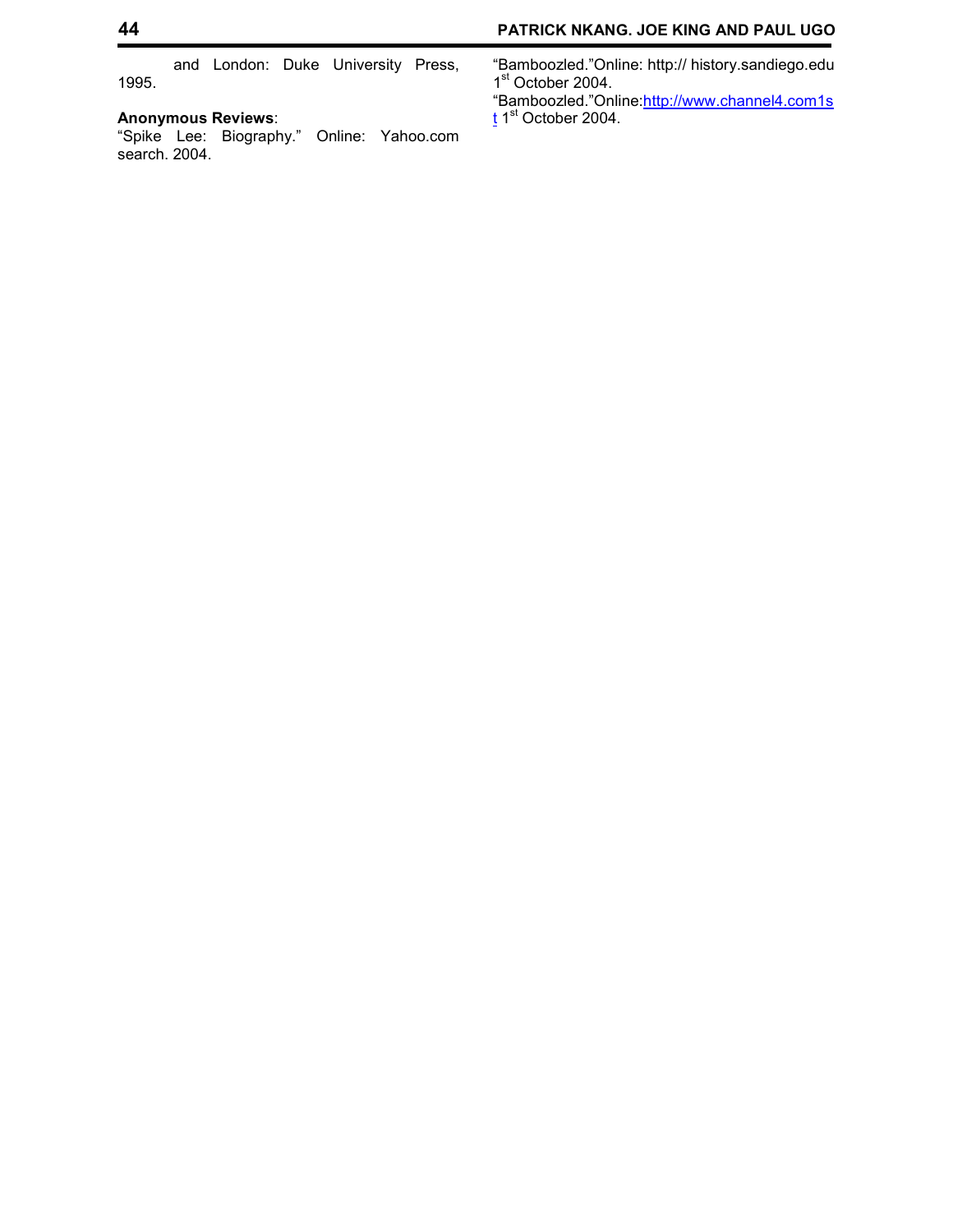and London: Duke University Press, 1995.

**Anonymous Reviews**:

"Spike Lee: Biography." Online: Yahoo.com search. 2004.

"Bamboozled."Online: http:// history.sandiego.edu 1st October 2004.

"Bamboozled."Online:http://www.channel4.com1st 1st October 2004.